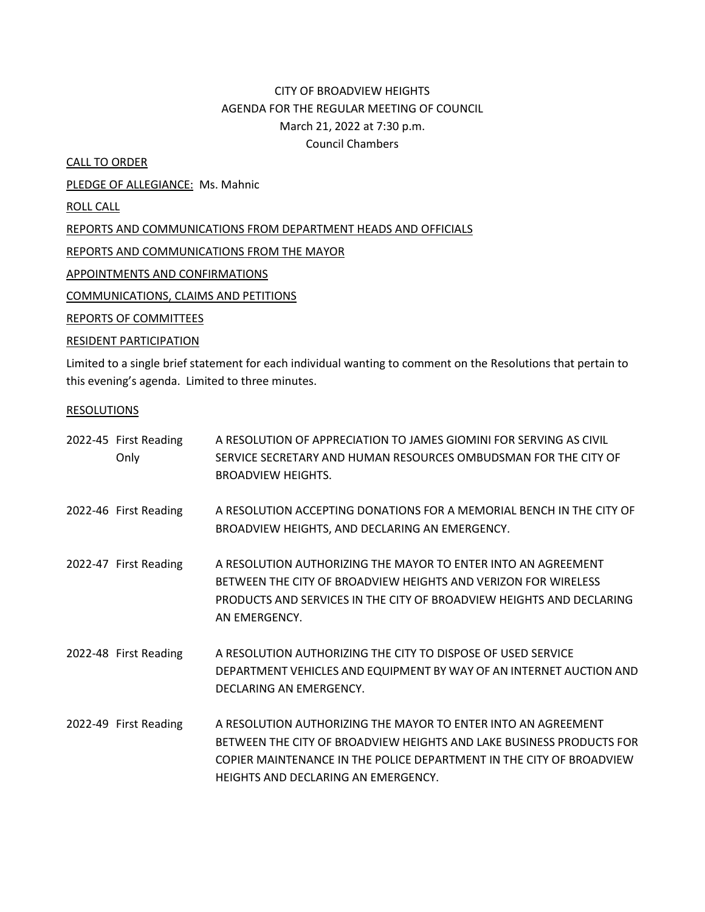CITY OF BROADVIEW HEIGHTS
AGENDA FOR THE REGULAR MEETING OF COUNCIL
March 21, 2022 at 7:30 p.m.
Council Chambers

CALL TO ORDER

PLEDGE OF ALLEGIANCE: Ms. Mahnic

ROLL CALL

REPORTS AND COMMUNICATIONS FROM DEPARTMENT HEADS AND OFFICIALS

REPORTS AND COMMUNICATIONS FROM THE MAYOR

APPOINTMENTS AND CONFIRMATIONS

COMMUNICATIONS, CLAIMS AND PETITIONS

REPORTS OF COMMITTEES

RESIDENT PARTICIPATION

Limited to a single brief statement for each individual wanting to comment on the Resolutions that pertain to this evening's agenda. Limited to three minutes.

RESOLUTIONS

| | | |
|---|---|---|
| 2022-45 | First Reading Only | A RESOLUTION OF APPRECIATION TO JAMES GIOMINI FOR SERVING AS CIVIL SERVICE SECRETARY AND HUMAN RESOURCES OMBUDSMAN FOR THE CITY OF BROADVIEW HEIGHTS. |
| 2022-46 | First Reading | A RESOLUTION ACCEPTING DONATIONS FOR A MEMORIAL BENCH IN THE CITY OF BROADVIEW HEIGHTS, AND DECLARING AN EMERGENCY. |
| 2022-47 | First Reading | A RESOLUTION AUTHORIZING THE MAYOR TO ENTER INTO AN AGREEMENT BETWEEN THE CITY OF BROADVIEW HEIGHTS AND VERIZON FOR WIRELESS PRODUCTS AND SERVICES IN THE CITY OF BROADVIEW HEIGHTS AND DECLARING AN EMERGENCY. |
| 2022-48 | First Reading | A RESOLUTION AUTHORIZING THE CITY TO DISPOSE OF USED SERVICE DEPARTMENT VEHICLES AND EQUIPMENT BY WAY OF AN INTERNET AUCTION AND DECLARING AN EMERGENCY. |
| 2022-49 | First Reading | A RESOLUTION AUTHORIZING THE MAYOR TO ENTER INTO AN AGREEMENT BETWEEN THE CITY OF BROADVIEW HEIGHTS AND LAKE BUSINESS PRODUCTS FOR COPIER MAINTENANCE IN THE POLICE DEPARTMENT IN THE CITY OF BROADVIEW HEIGHTS AND DECLARING AN EMERGENCY. |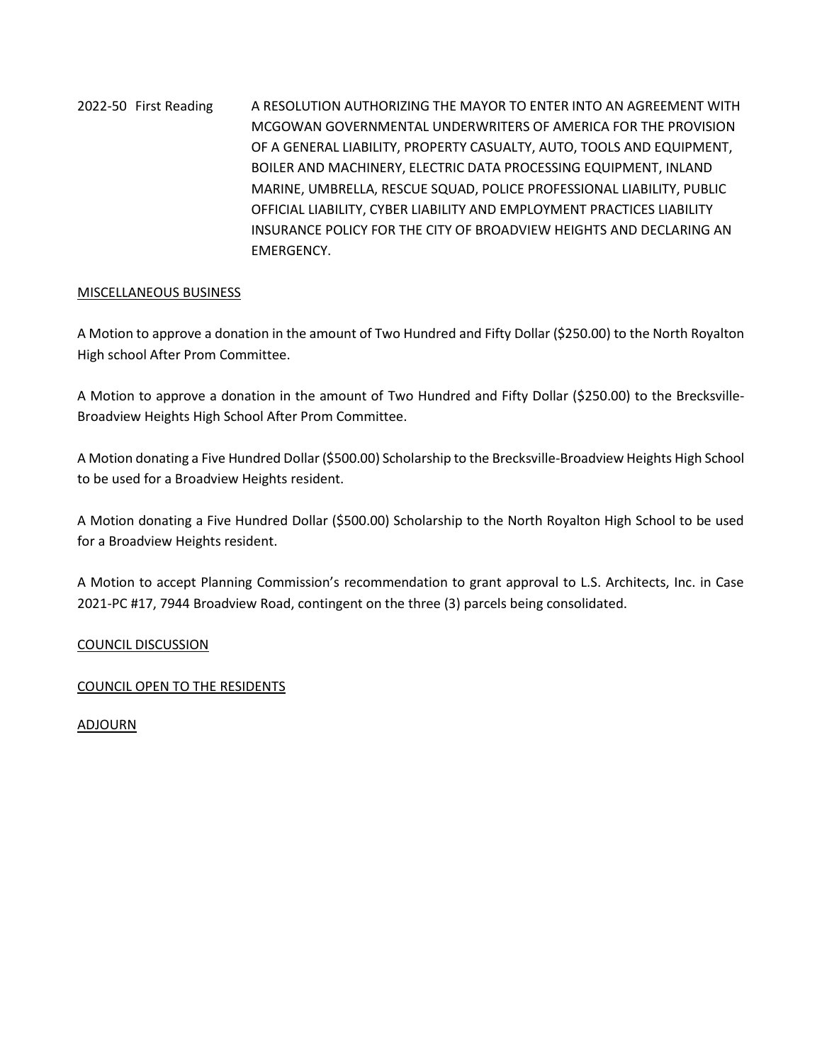2022-50 First Reading A RESOLUTION AUTHORIZING THE MAYOR TO ENTER INTO AN AGREEMENT WITH MCGOWAN GOVERNMENTAL UNDERWRITERS OF AMERICA FOR THE PROVISION OF A GENERAL LIABILITY, PROPERTY CASUALTY, AUTO, TOOLS AND EQUIPMENT, BOILER AND MACHINERY, ELECTRIC DATA PROCESSING EQUIPMENT, INLAND MARINE, UMBRELLA, RESCUE SQUAD, POLICE PROFESSIONAL LIABILITY, PUBLIC OFFICIAL LIABILITY, CYBER LIABILITY AND EMPLOYMENT PRACTICES LIABILITY INSURANCE POLICY FOR THE CITY OF BROADVIEW HEIGHTS AND DECLARING AN EMERGENCY.

<u>MISCELLANEOUS BUSINESS</u>

A Motion to approve a donation in the amount of Two Hundred and Fifty Dollar ($250.00) to the North Royalton High school After Prom Committee.

A Motion to approve a donation in the amount of Two Hundred and Fifty Dollar ($250.00) to the Brecksville-Broadview Heights High School After Prom Committee.

A Motion donating a Five Hundred Dollar ($500.00) Scholarship to the Brecksville-Broadview Heights High School to be used for a Broadview Heights resident.

A Motion donating a Five Hundred Dollar ($500.00) Scholarship to the North Royalton High School to be used for a Broadview Heights resident.

A Motion to accept Planning Commission's recommendation to grant approval to L.S. Architects, Inc. in Case 2021-PC #17, 7944 Broadview Road, contingent on the three (3) parcels being consolidated.

<u>COUNCIL DISCUSSION</u>

<u>COUNCIL OPEN TO THE RESIDENTS</u>

<u>ADJOURN</u>